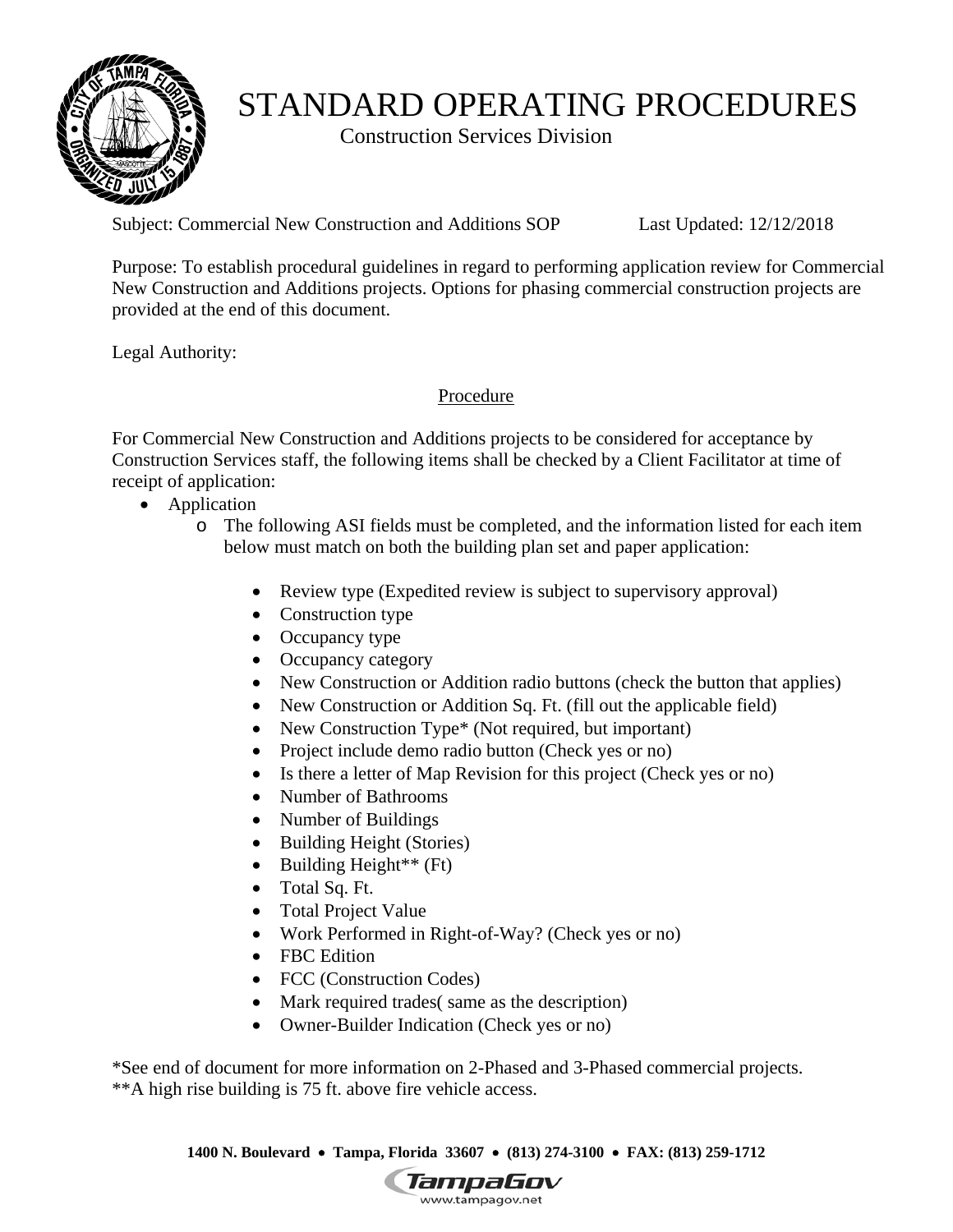# STANDARD OPERATING PROCEDURES

Construction Services Division

Subject: Commercial New Construction and Additions SOP    Last Updated: 12/12/2018

Purpose: To establish procedural guidelines in regard to performing application review for Commercial New Construction and Additions projects. Options for phasing commercial construction projects are provided at the end of this document.

Legal Authority:

## Procedure

For Commercial New Construction and Additions projects to be considered for acceptance by Construction Services staff, the following items shall be checked by a Client Facilitator at time of receipt of application:

- Application
  - The following ASI fields must be completed, and the information listed for each item below must match on both the building plan set and paper application:
    - Review type (Expedited review is subject to supervisory approval)
    - Construction type
    - Occupancy type
    - Occupancy category
    - New Construction or Addition radio buttons (check the button that applies)
    - New Construction or Addition Sq. Ft. (fill out the applicable field)
    - New Construction Type* (Not required, but important)
    - Project include demo radio button (Check yes or no)
    - Is there a letter of Map Revision for this project (Check yes or no)
    - Number of Bathrooms
    - Number of Buildings
    - Building Height (Stories)
    - Building Height** (Ft)
    - Total Sq. Ft.
    - Total Project Value
    - Work Performed in Right-of-Way? (Check yes or no)
    - FBC Edition
    - FCC (Construction Codes)
    - Mark required trades( same as the description)
    - Owner-Builder Indication (Check yes or no)

*See end of document for more information on 2-Phased and 3-Phased commercial projects.
**A high rise building is 75 ft. above fire vehicle access.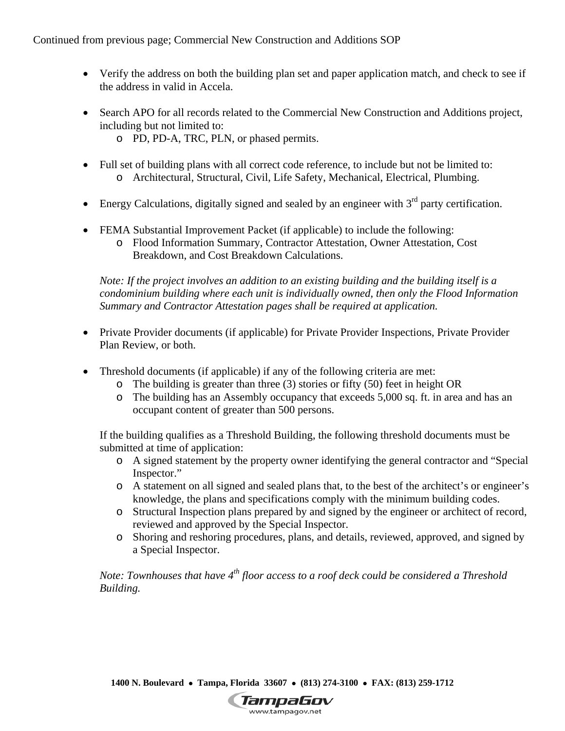Continued from previous page; Commercial New Construction and Additions SOP

- Verify the address on both the building plan set and paper application match, and check to see if the address in valid in Accela.

- Search APO for all records related to the Commercial New Construction and Additions project, including but not limited to:
  - PD, PD-A, TRC, PLN, or phased permits.

- Full set of building plans with all correct code reference, to include but not be limited to:
  - Architectural, Structural, Civil, Life Safety, Mechanical, Electrical, Plumbing.

- Energy Calculations, digitally signed and sealed by an engineer with 3rd party certification.

- FEMA Substantial Improvement Packet (if applicable) to include the following:
  - Flood Information Summary, Contractor Attestation, Owner Attestation, Cost Breakdown, and Cost Breakdown Calculations.

  *Note: If the project involves an addition to an existing building and the building itself is a condominium building where each unit is individually owned, then only the Flood Information Summary and Contractor Attestation pages shall be required at application.*

- Private Provider documents (if applicable) for Private Provider Inspections, Private Provider Plan Review, or both.

- Threshold documents (if applicable) if any of the following criteria are met:
  - The building is greater than three (3) stories or fifty (50) feet in height OR
  - The building has an Assembly occupancy that exceeds 5,000 sq. ft. in area and has an occupant content of greater than 500 persons.

  If the building qualifies as a Threshold Building, the following threshold documents must be submitted at time of application:
  - A signed statement by the property owner identifying the general contractor and "Special Inspector."
  - A statement on all signed and sealed plans that, to the best of the architect's or engineer's knowledge, the plans and specifications comply with the minimum building codes.
  - Structural Inspection plans prepared by and signed by the engineer or architect of record, reviewed and approved by the Special Inspector.
  - Shoring and reshoring procedures, plans, and details, reviewed, approved, and signed by a Special Inspector.

  *Note: Townhouses that have 4th floor access to a roof deck could be considered a Threshold Building.*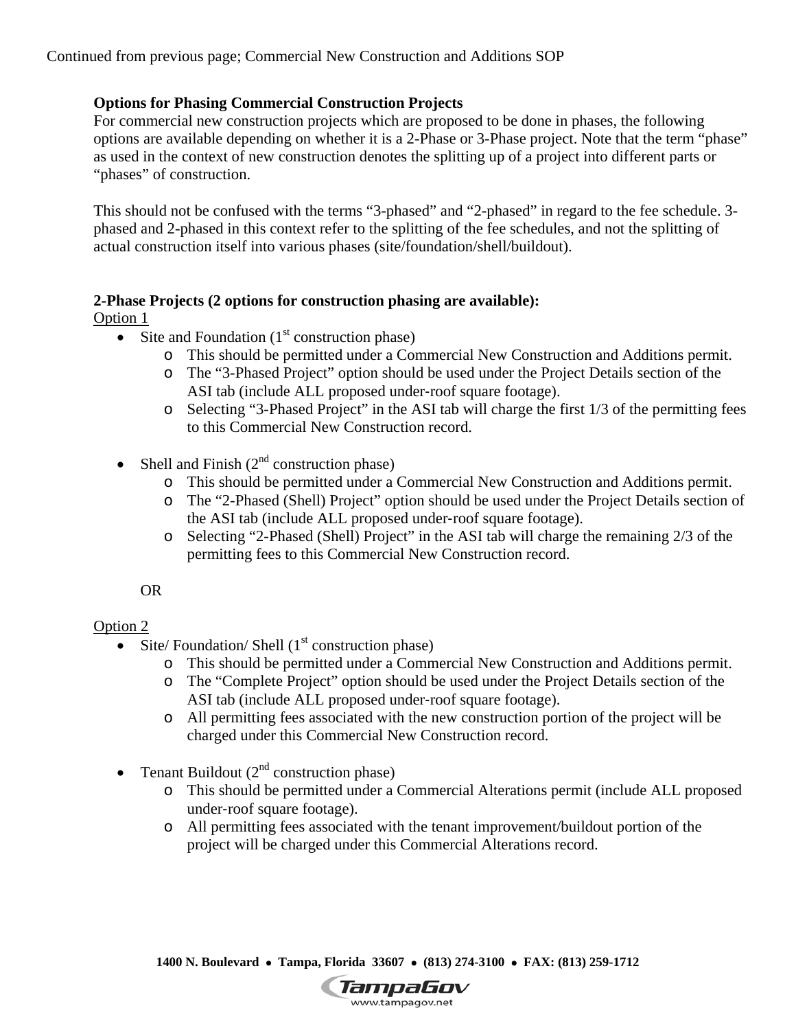Continued from previous page; Commercial New Construction and Additions SOP

**Options for Phasing Commercial Construction Projects**

For commercial new construction projects which are proposed to be done in phases, the following options are available depending on whether it is a 2-Phase or 3-Phase project. Note that the term "phase" as used in the context of new construction denotes the splitting up of a project into different parts or "phases" of construction.

This should not be confused with the terms "3-phased" and "2-phased" in regard to the fee schedule. 3-phased and 2-phased in this context refer to the splitting of the fee schedules, and not the splitting of actual construction itself into various phases (site/foundation/shell/buildout).

**2-Phase Projects (2 options for construction phasing are available):**

Option 1

- Site and Foundation (1st construction phase)
  - This should be permitted under a Commercial New Construction and Additions permit.
  - The "3-Phased Project" option should be used under the Project Details section of the ASI tab (include ALL proposed under-roof square footage).
  - Selecting "3-Phased Project" in the ASI tab will charge the first 1/3 of the permitting fees to this Commercial New Construction record.
- Shell and Finish (2nd construction phase)
  - This should be permitted under a Commercial New Construction and Additions permit.
  - The "2-Phased (Shell) Project" option should be used under the Project Details section of the ASI tab (include ALL proposed under-roof square footage).
  - Selecting "2-Phased (Shell) Project" in the ASI tab will charge the remaining 2/3 of the permitting fees to this Commercial New Construction record.

OR

Option 2

- Site/ Foundation/ Shell (1st construction phase)
  - This should be permitted under a Commercial New Construction and Additions permit.
  - The "Complete Project" option should be used under the Project Details section of the ASI tab (include ALL proposed under-roof square footage).
  - All permitting fees associated with the new construction portion of the project will be charged under this Commercial New Construction record.
- Tenant Buildout (2nd construction phase)
  - This should be permitted under a Commercial Alterations permit (include ALL proposed under-roof square footage).
  - All permitting fees associated with the tenant improvement/buildout portion of the project will be charged under this Commercial Alterations record.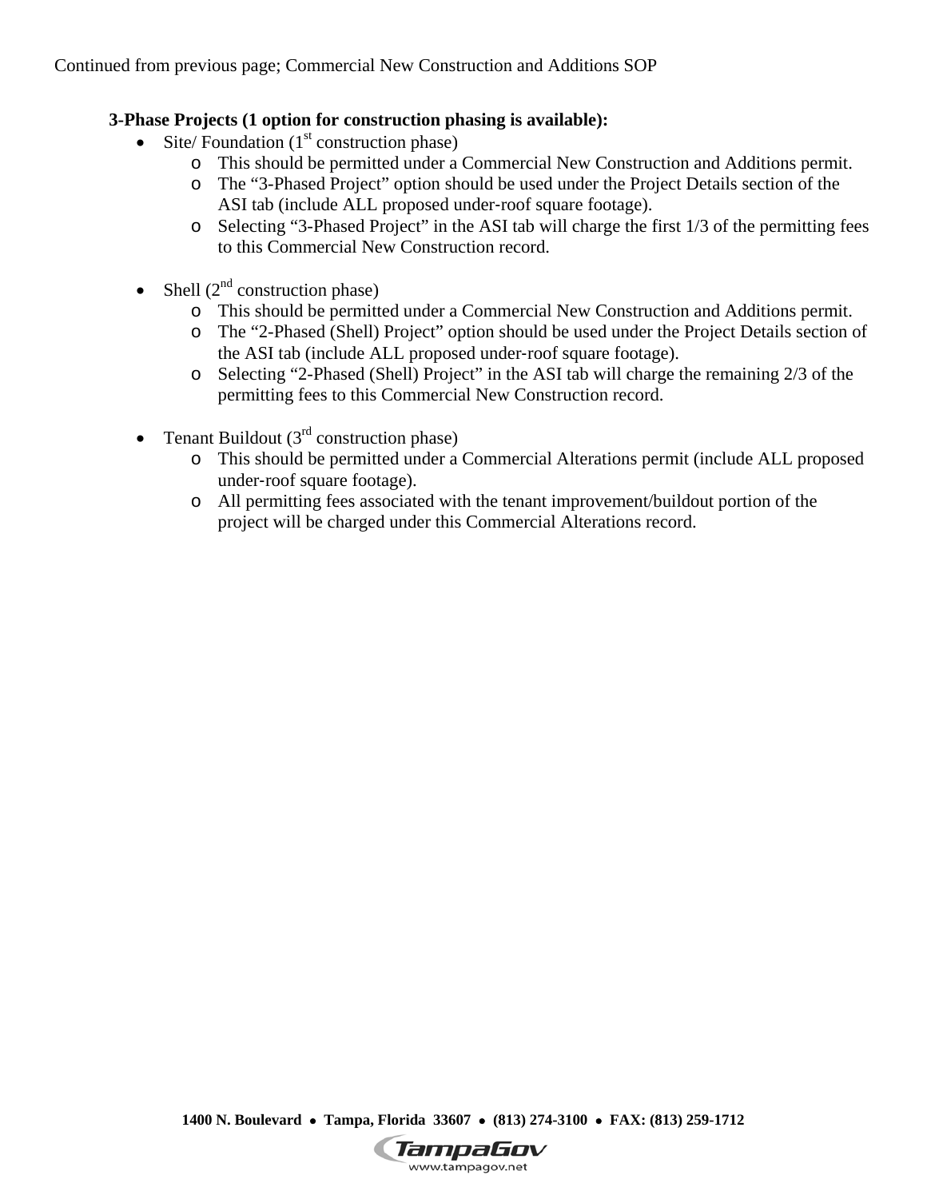Continued from previous page; Commercial New Construction and Additions SOP

**3-Phase Projects (1 option for construction phasing is available):**

- Site/ Foundation (1st construction phase)
  - This should be permitted under a Commercial New Construction and Additions permit.
  - The "3-Phased Project" option should be used under the Project Details section of the ASI tab (include ALL proposed under-roof square footage).
  - Selecting "3-Phased Project" in the ASI tab will charge the first 1/3 of the permitting fees to this Commercial New Construction record.

- Shell (2nd construction phase)
  - This should be permitted under a Commercial New Construction and Additions permit.
  - The "2-Phased (Shell) Project" option should be used under the Project Details section of the ASI tab (include ALL proposed under-roof square footage).
  - Selecting "2-Phased (Shell) Project" in the ASI tab will charge the remaining 2/3 of the permitting fees to this Commercial New Construction record.

- Tenant Buildout (3rd construction phase)
  - This should be permitted under a Commercial Alterations permit (include ALL proposed under-roof square footage).
  - All permitting fees associated with the tenant improvement/buildout portion of the project will be charged under this Commercial Alterations record.